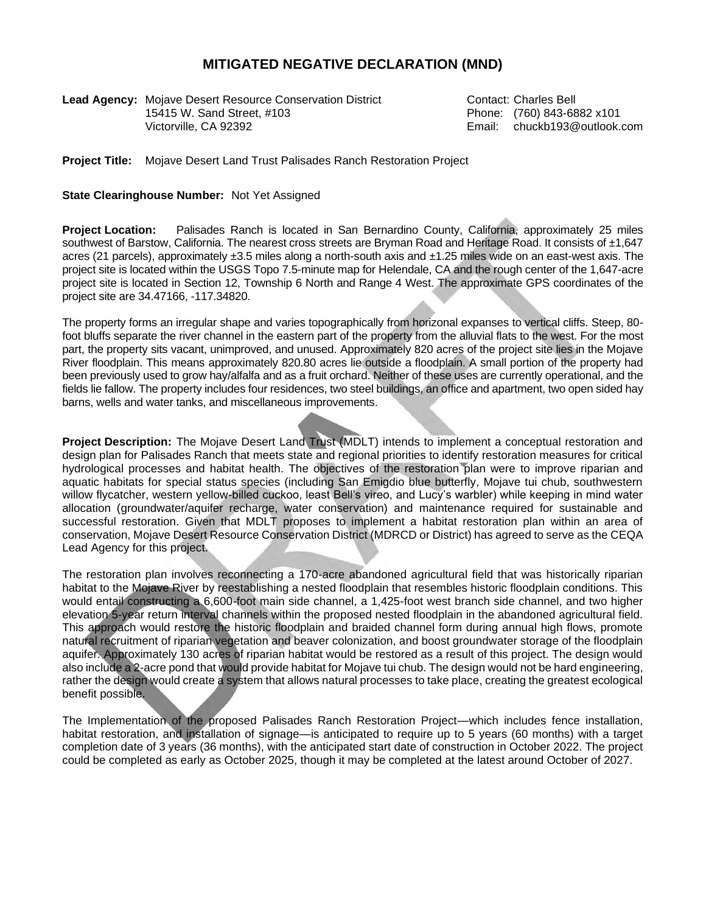# MITIGATED NEGATIVE DECLARATION (MND)

**Lead Agency:** Mojave Desert Resource Conservation District
15415 W. Sand Street, #103
Victorville, CA 92392

Contact: Charles Bell
Phone: (760) 843-6882 x101
Email: chuckb193@outlook.com

**Project Title:** Mojave Desert Land Trust Palisades Ranch Restoration Project

**State Clearinghouse Number:** Not Yet Assigned

**Project Location:** Palisades Ranch is located in San Bernardino County, California, approximately 25 miles southwest of Barstow, California. The nearest cross streets are Bryman Road and Heritage Road. It consists of ±1,647 acres (21 parcels), approximately ±3.5 miles along a north-south axis and ±1.25 miles wide on an east-west axis. The project site is located within the USGS Topo 7.5-minute map for Helendale, CA and the rough center of the 1,647-acre project site is located in Section 12, Township 6 North and Range 4 West. The approximate GPS coordinates of the project site are 34.47166, -117.34820.

The property forms an irregular shape and varies topographically from horizonal expanses to vertical cliffs. Steep, 80-foot bluffs separate the river channel in the eastern part of the property from the alluvial flats to the west. For the most part, the property sits vacant, unimproved, and unused. Approximately 820 acres of the project site lies in the Mojave River floodplain. This means approximately 820.80 acres lie outside a floodplain. A small portion of the property had been previously used to grow hay/alfalfa and as a fruit orchard. Neither of these uses are currently operational, and the fields lie fallow. The property includes four residences, two steel buildings, an office and apartment, two open sided hay barns, wells and water tanks, and miscellaneous improvements.

**Project Description:** The Mojave Desert Land Trust (MDLT) intends to implement a conceptual restoration and design plan for Palisades Ranch that meets state and regional priorities to identify restoration measures for critical hydrological processes and habitat health. The objectives of the restoration plan were to improve riparian and aquatic habitats for special status species (including San Emigdio blue butterfly, Mojave tui chub, southwestern willow flycatcher, western yellow-billed cuckoo, least Bell's vireo, and Lucy's warbler) while keeping in mind water allocation (groundwater/aquifer recharge, water conservation) and maintenance required for sustainable and successful restoration. Given that MDLT proposes to implement a habitat restoration plan within an area of conservation, Mojave Desert Resource Conservation District (MDRCD or District) has agreed to serve as the CEQA Lead Agency for this project.

The restoration plan involves reconnecting a 170-acre abandoned agricultural field that was historically riparian habitat to the Mojave River by reestablishing a nested floodplain that resembles historic floodplain conditions. This would entail constructing a 6,600-foot main side channel, a 1,425-foot west branch side channel, and two higher elevation 5-year return interval channels within the proposed nested floodplain in the abandoned agricultural field. This approach would restore the historic floodplain and braided channel form during annual high flows, promote natural recruitment of riparian vegetation and beaver colonization, and boost groundwater storage of the floodplain aquifer. Approximately 130 acres of riparian habitat would be restored as a result of this project. The design would also include a 2-acre pond that would provide habitat for Mojave tui chub. The design would not be hard engineering, rather the design would create a system that allows natural processes to take place, creating the greatest ecological benefit possible.

The Implementation of the proposed Palisades Ranch Restoration Project—which includes fence installation, habitat restoration, and installation of signage—is anticipated to require up to 5 years (60 months) with a target completion date of 3 years (36 months), with the anticipated start date of construction in October 2022. The project could be completed as early as October 2025, though it may be completed at the latest around October of 2027.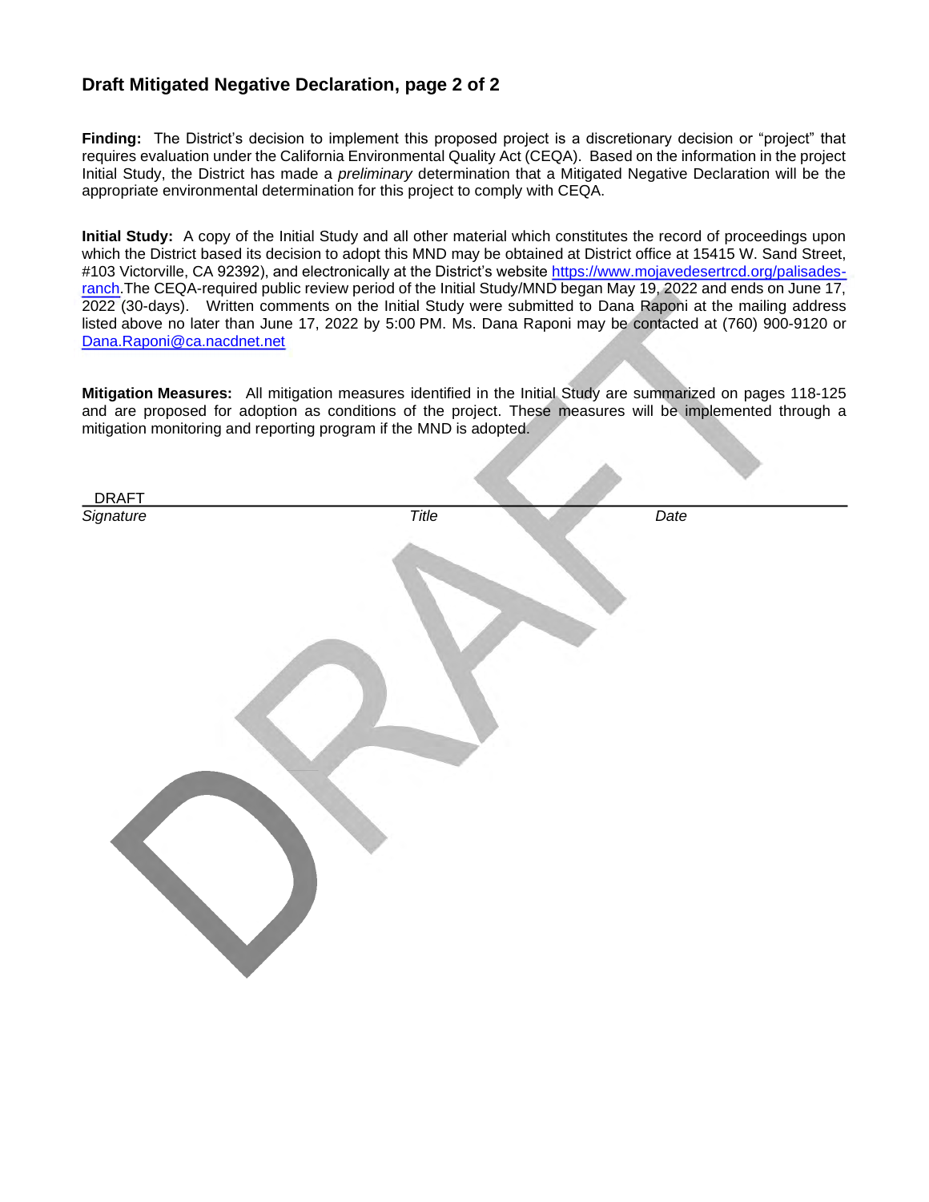## Draft Mitigated Negative Declaration, page 2 of 2

**Finding:** The District's decision to implement this proposed project is a discretionary decision or "project" that requires evaluation under the California Environmental Quality Act (CEQA). Based on the information in the project Initial Study, the District has made a *preliminary* determination that a Mitigated Negative Declaration will be the appropriate environmental determination for this project to comply with CEQA.

**Initial Study:** A copy of the Initial Study and all other material which constitutes the record of proceedings upon which the District based its decision to adopt this MND may be obtained at District office at 15415 W. Sand Street, #103 Victorville, CA 92392), and electronically at the District's website https://www.mojavedesertrcd.org/palisades-ranch.The CEQA-required public review period of the Initial Study/MND began May 19, 2022 and ends on June 17, 2022 (30-days). Written comments on the Initial Study were submitted to Dana Raponi at the mailing address listed above no later than June 17, 2022 by 5:00 PM. Ms. Dana Raponi may be contacted at (760) 900-9120 or Dana.Raponi@ca.nacdnet.net

**Mitigation Measures:** All mitigation measures identified in the Initial Study are summarized on pages 118-125 and are proposed for adoption as conditions of the project. These measures will be implemented through a mitigation monitoring and reporting program if the MND is adopted.

DRAFT

*Signature* *Title* *Date*